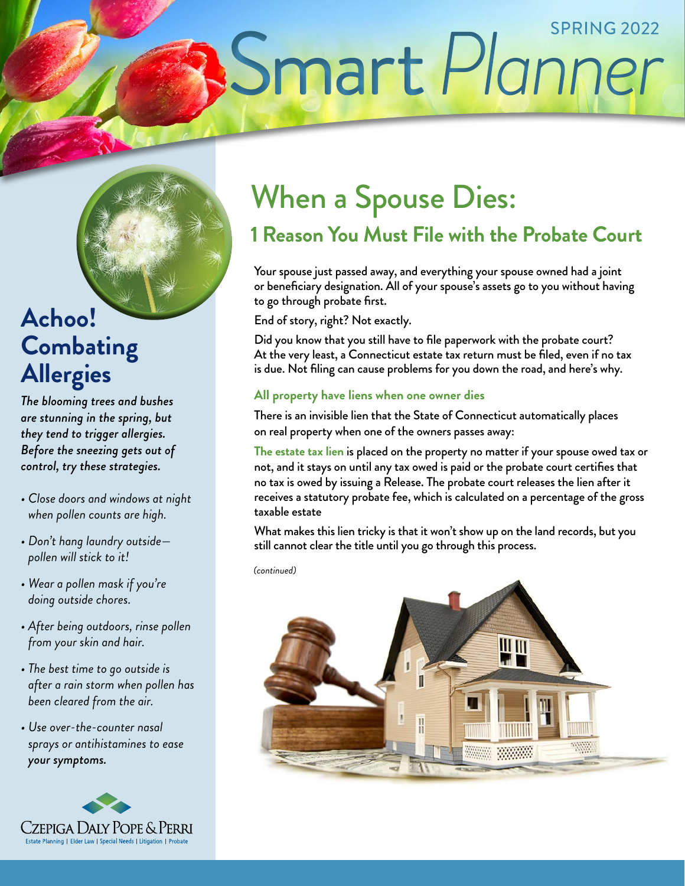SPRING 2022

# Smart *Planner*

# When a Spouse Dies:

## 1 Reason You Must File with the Probate Court

Your spouse just passed away, and everything your spouse owned had a joint or beneficiary designation. All of your spouse's assets go to you without having to go through probate first.

End of story, right? Not exactly.

Did you know that you still have to file paperwork with the probate court? At the very least, a Connecticut estate tax return must be filed, even if no tax is due. Not filing can cause problems for you down the road, and here's why.

### All property have liens when one owner dies

There is an invisible lien that the State of Connecticut automatically places on real property when one of the owners passes away:

**The estate tax lien** is placed on the property no matter if your spouse owed tax or not, and it stays on until any tax owed is paid or the probate court certifies that no tax is owed by issuing a Release. The probate court releases the lien after it receives a statutory probate fee, which is calculated on a percentage of the gross taxable estate

What makes this lien tricky is that it won't show up on the land records, but you still cannot clear the title until you go through this process.

*(continued)*

## Achoo! Combating Allergies

***The blooming trees and bushes are stunning in the spring, but they tend to trigger allergies. Before the sneezing gets out of control, try these strategies.***

- *Close doors and windows at night when pollen counts are high.*
- *Don't hang laundry outside—pollen will stick to it!*
- *Wear a pollen mask if you're doing outside chores.*
- *After being outdoors, rinse pollen from your skin and hair.*
- *The best time to go outside is after a rain storm when pollen has been cleared from the air.*
- *Use over-the-counter nasal sprays or antihistamines to ease your symptoms.*

CZEPIGA DALY POPE & PERRI
Estate Planning | Elder Law | Special Needs | Litigation | Probate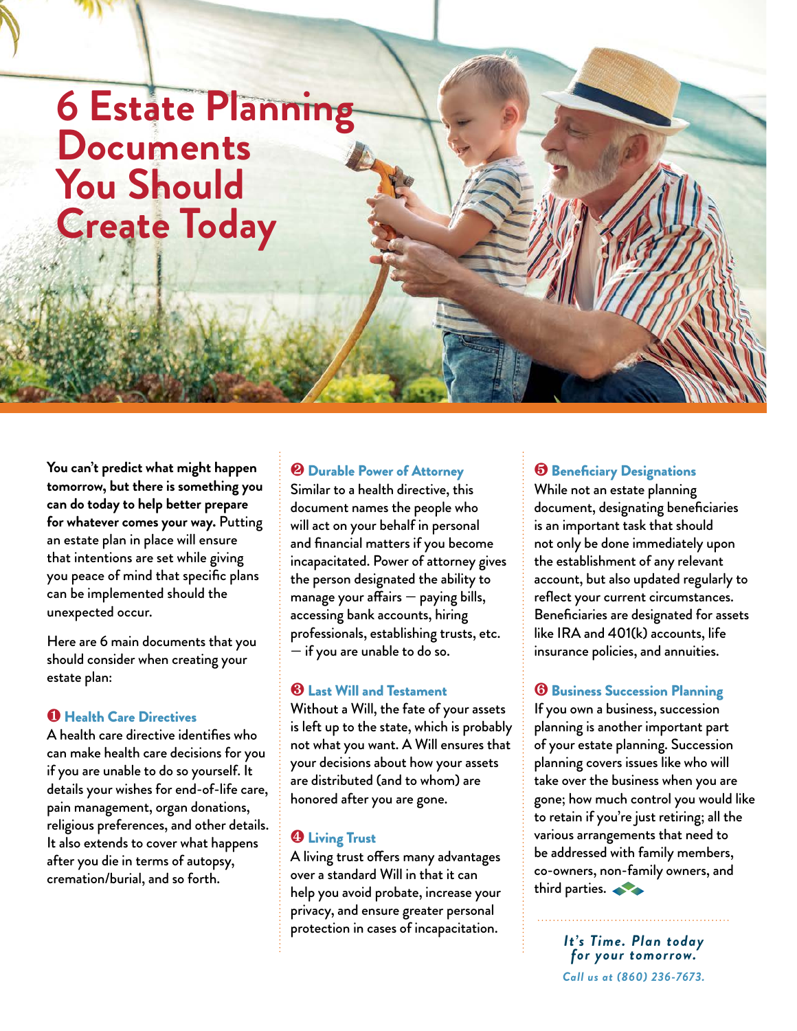# 6 Estate Planning Documents You Should Create Today

**You can't predict what might happen tomorrow, but there is something you can do today to help better prepare for whatever comes your way.** Putting an estate plan in place will ensure that intentions are set while giving you peace of mind that specific plans can be implemented should the unexpected occur.

Here are 6 main documents that you should consider when creating your estate plan:

### ❶ Health Care Directives

A health care directive identifies who can make health care decisions for you if you are unable to do so yourself. It details your wishes for end-of-life care, pain management, organ donations, religious preferences, and other details. It also extends to cover what happens after you die in terms of autopsy, cremation/burial, and so forth.

### ❷ Durable Power of Attorney

Similar to a health directive, this document names the people who will act on your behalf in personal and financial matters if you become incapacitated. Power of attorney gives the person designated the ability to manage your affairs — paying bills, accessing bank accounts, hiring professionals, establishing trusts, etc. — if you are unable to do so.

### ❸ Last Will and Testament

Without a Will, the fate of your assets is left up to the state, which is probably not what you want. A Will ensures that your decisions about how your assets are distributed (and to whom) are honored after you are gone.

### ❹ Living Trust

A living trust offers many advantages over a standard Will in that it can help you avoid probate, increase your privacy, and ensure greater personal protection in cases of incapacitation.

### ❺ Beneficiary Designations

While not an estate planning document, designating beneficiaries is an important task that should not only be done immediately upon the establishment of any relevant account, but also updated regularly to reflect your current circumstances. Beneficiaries are designated for assets like IRA and 401(k) accounts, life insurance policies, and annuities.

### ❻ Business Succession Planning

If you own a business, succession planning is another important part of your estate planning. Succession planning covers issues like who will take over the business when you are gone; how much control you would like to retain if you're just retiring; all the various arrangements that need to be addressed with family members, co-owners, non-family owners, and third parties.

*It's Time. Plan today for your tomorrow.*

*Call us at (860) 236-7673.*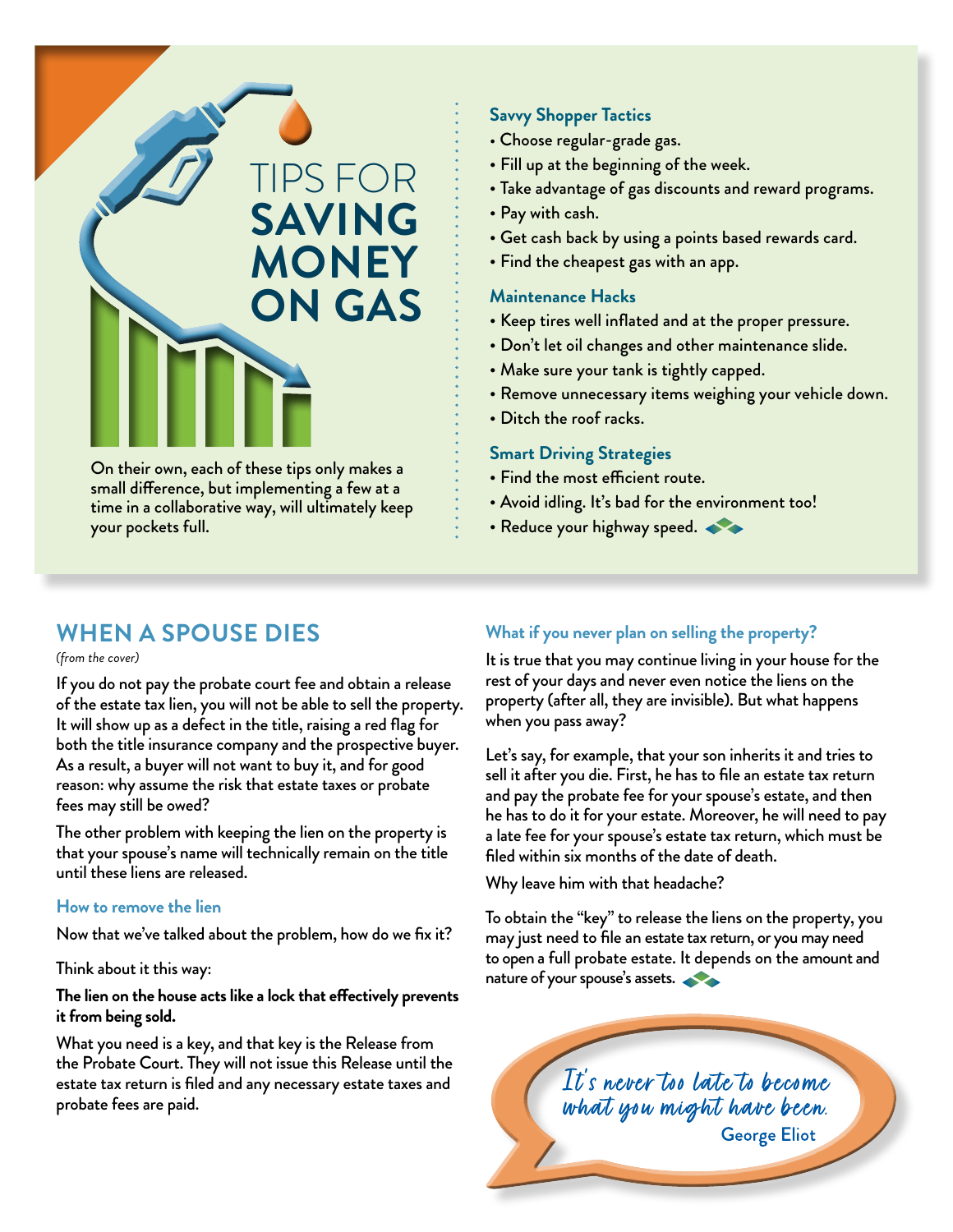# TIPS FOR SAVING MONEY ON GAS

On their own, each of these tips only makes a small difference, but implementing a few at a time in a collaborative way, will ultimately keep your pockets full.

### Savvy Shopper Tactics

- Choose regular-grade gas.
- Fill up at the beginning of the week.
- Take advantage of gas discounts and reward programs.
- Pay with cash.
- Get cash back by using a points based rewards card.
- Find the cheapest gas with an app.

### Maintenance Hacks

- Keep tires well inflated and at the proper pressure.
- Don't let oil changes and other maintenance slide.
- Make sure your tank is tightly capped.
- Remove unnecessary items weighing your vehicle down.
- Ditch the roof racks.

### Smart Driving Strategies

- Find the most efficient route.
- Avoid idling. It's bad for the environment too!
- Reduce your highway speed.

## WHEN A SPOUSE DIES

*(from the cover)*

If you do not pay the probate court fee and obtain a release of the estate tax lien, you will not be able to sell the property. It will show up as a defect in the title, raising a red flag for both the title insurance company and the prospective buyer. As a result, a buyer will not want to buy it, and for good reason: why assume the risk that estate taxes or probate fees may still be owed?

The other problem with keeping the lien on the property is that your spouse's name will technically remain on the title until these liens are released.

### How to remove the lien

Now that we've talked about the problem, how do we fix it?

Think about it this way:

**The lien on the house acts like a lock that effectively prevents it from being sold.**

What you need is a key, and that key is the Release from the Probate Court. They will not issue this Release until the estate tax return is filed and any necessary estate taxes and probate fees are paid.

### What if you never plan on selling the property?

It is true that you may continue living in your house for the rest of your days and never even notice the liens on the property (after all, they are invisible). But what happens when you pass away?

Let's say, for example, that your son inherits it and tries to sell it after you die. First, he has to file an estate tax return and pay the probate fee for your spouse's estate, and then he has to do it for your estate. Moreover, he will need to pay a late fee for your spouse's estate tax return, which must be filed within six months of the date of death.

Why leave him with that headache?

To obtain the "key" to release the liens on the property, you may just need to file an estate tax return, or you may need to open a full probate estate. It depends on the amount and nature of your spouse's assets.

*It's never too late to become what you might have been.*
George Eliot